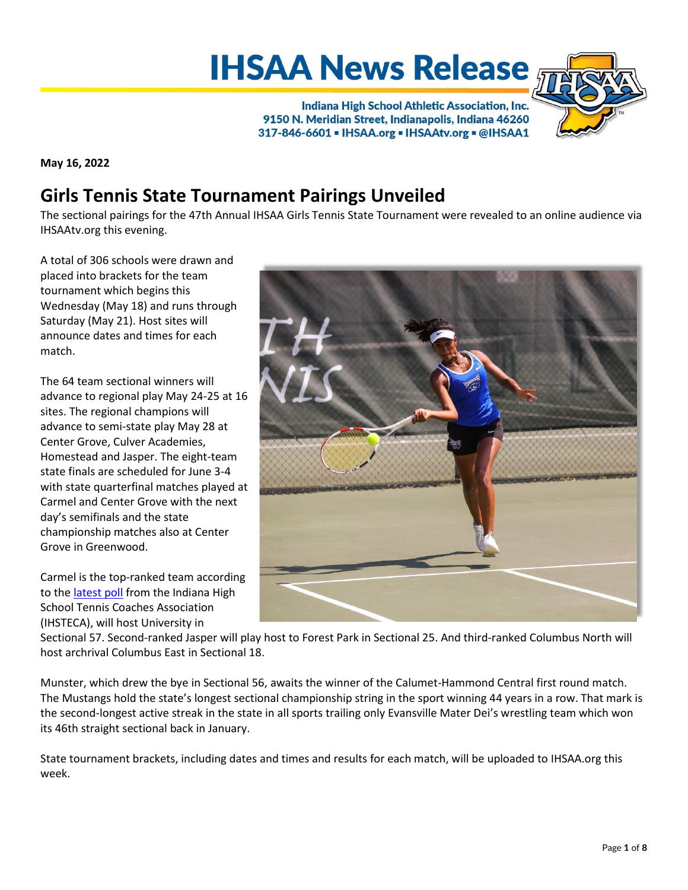# IHSAA News Release

**Indiana High School Athletic Association, Inc.**
**9150 N. Meridian Street, Indianapolis, Indiana 46260**
**317-846-6601 ▪ IHSAA.org ▪ IHSAAtv.org ▪ @IHSAA1**

**May 16, 2022**

## Girls Tennis State Tournament Pairings Unveiled

The sectional pairings for the 47th Annual IHSAA Girls Tennis State Tournament were revealed to an online audience via IHSAAtv.org this evening.

A total of 306 schools were drawn and placed into brackets for the team tournament which begins this Wednesday (May 18) and runs through Saturday (May 21). Host sites will announce dates and times for each match.

The 64 team sectional winners will advance to regional play May 24-25 at 16 sites. The regional champions will advance to semi-state play May 28 at Center Grove, Culver Academies, Homestead and Jasper. The eight-team state finals are scheduled for June 3-4 with state quarterfinal matches played at Carmel and Center Grove with the next day's semifinals and the state championship matches also at Center Grove in Greenwood.

Carmel is the top-ranked team according to the latest poll from the Indiana High School Tennis Coaches Association (IHSTECA), will host University in Sectional 57. Second-ranked Jasper will play host to Forest Park in Sectional 25. And third-ranked Columbus North will host archrival Columbus East in Sectional 18.

Munster, which drew the bye in Sectional 56, awaits the winner of the Calumet-Hammond Central first round match. The Mustangs hold the state's longest sectional championship string in the sport winning 44 years in a row. That mark is the second-longest active streak in the state in all sports trailing only Evansville Mater Dei's wrestling team which won its 46th straight sectional back in January.

State tournament brackets, including dates and times and results for each match, will be uploaded to IHSAA.org this week.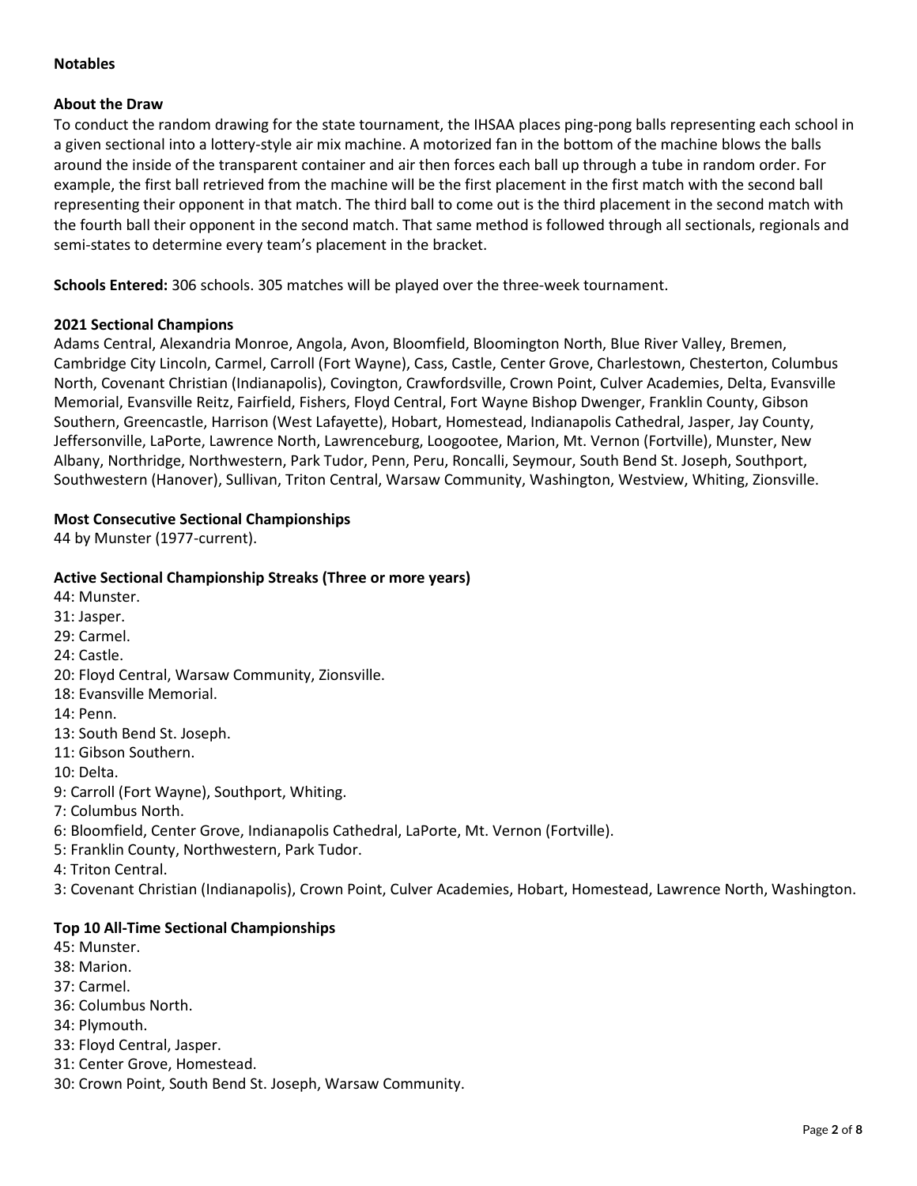## Notables

### About the Draw

To conduct the random drawing for the state tournament, the IHSAA places ping-pong balls representing each school in a given sectional into a lottery-style air mix machine. A motorized fan in the bottom of the machine blows the balls around the inside of the transparent container and air then forces each ball up through a tube in random order. For example, the first ball retrieved from the machine will be the first placement in the first match with the second ball representing their opponent in that match. The third ball to come out is the third placement in the second match with the fourth ball their opponent in the second match. That same method is followed through all sectionals, regionals and semi-states to determine every team's placement in the bracket.

**Schools Entered:** 306 schools. 305 matches will be played over the three-week tournament.

### 2021 Sectional Champions

Adams Central, Alexandria Monroe, Angola, Avon, Bloomfield, Bloomington North, Blue River Valley, Bremen, Cambridge City Lincoln, Carmel, Carroll (Fort Wayne), Cass, Castle, Center Grove, Charlestown, Chesterton, Columbus North, Covenant Christian (Indianapolis), Covington, Crawfordsville, Crown Point, Culver Academies, Delta, Evansville Memorial, Evansville Reitz, Fairfield, Fishers, Floyd Central, Fort Wayne Bishop Dwenger, Franklin County, Gibson Southern, Greencastle, Harrison (West Lafayette), Hobart, Homestead, Indianapolis Cathedral, Jasper, Jay County, Jeffersonville, LaPorte, Lawrence North, Lawrenceburg, Loogootee, Marion, Mt. Vernon (Fortville), Munster, New Albany, Northridge, Northwestern, Park Tudor, Penn, Peru, Roncalli, Seymour, South Bend St. Joseph, Southport, Southwestern (Hanover), Sullivan, Triton Central, Warsaw Community, Washington, Westview, Whiting, Zionsville.

### Most Consecutive Sectional Championships

44 by Munster (1977-current).

### Active Sectional Championship Streaks (Three or more years)

44: Munster.
31: Jasper.
29: Carmel.
24: Castle.
20: Floyd Central, Warsaw Community, Zionsville.
18: Evansville Memorial.
14: Penn.
13: South Bend St. Joseph.
11: Gibson Southern.
10: Delta.
9: Carroll (Fort Wayne), Southport, Whiting.
7: Columbus North.
6: Bloomfield, Center Grove, Indianapolis Cathedral, LaPorte, Mt. Vernon (Fortville).
5: Franklin County, Northwestern, Park Tudor.
4: Triton Central.
3: Covenant Christian (Indianapolis), Crown Point, Culver Academies, Hobart, Homestead, Lawrence North, Washington.

### Top 10 All-Time Sectional Championships

45: Munster.
38: Marion.
37: Carmel.
36: Columbus North.
34: Plymouth.
33: Floyd Central, Jasper.
31: Center Grove, Homestead.
30: Crown Point, South Bend St. Joseph, Warsaw Community.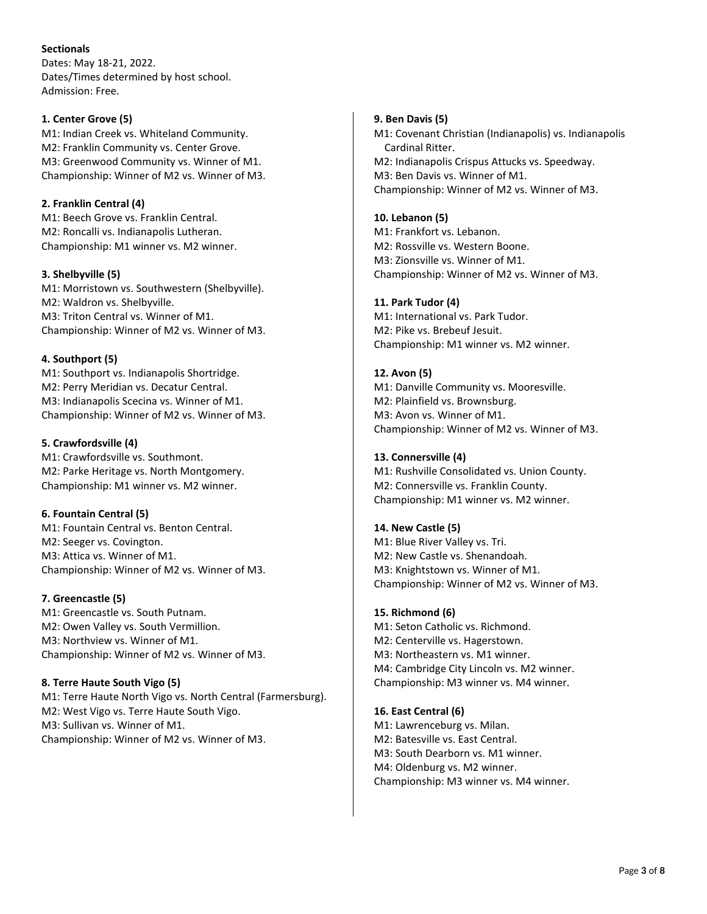**Sectionals**
Dates: May 18-21, 2022.
Dates/Times determined by host school.
Admission: Free.

**1. Center Grove (5)**
M1: Indian Creek vs. Whiteland Community.
M2: Franklin Community vs. Center Grove.
M3: Greenwood Community vs. Winner of M1.
Championship: Winner of M2 vs. Winner of M3.

**2. Franklin Central (4)**
M1: Beech Grove vs. Franklin Central.
M2: Roncalli vs. Indianapolis Lutheran.
Championship: M1 winner vs. M2 winner.

**3. Shelbyville (5)**
M1: Morristown vs. Southwestern (Shelbyville).
M2: Waldron vs. Shelbyville.
M3: Triton Central vs. Winner of M1.
Championship: Winner of M2 vs. Winner of M3.

**4. Southport (5)**
M1: Southport vs. Indianapolis Shortridge.
M2: Perry Meridian vs. Decatur Central.
M3: Indianapolis Scecina vs. Winner of M1.
Championship: Winner of M2 vs. Winner of M3.

**5. Crawfordsville (4)**
M1: Crawfordsville vs. Southmont.
M2: Parke Heritage vs. North Montgomery.
Championship: M1 winner vs. M2 winner.

**6. Fountain Central (5)**
M1: Fountain Central vs. Benton Central.
M2: Seeger vs. Covington.
M3: Attica vs. Winner of M1.
Championship: Winner of M2 vs. Winner of M3.

**7. Greencastle (5)**
M1: Greencastle vs. South Putnam.
M2: Owen Valley vs. South Vermillion.
M3: Northview vs. Winner of M1.
Championship: Winner of M2 vs. Winner of M3.

**8. Terre Haute South Vigo (5)**
M1: Terre Haute North Vigo vs. North Central (Farmersburg).
M2: West Vigo vs. Terre Haute South Vigo.
M3: Sullivan vs. Winner of M1.
Championship: Winner of M2 vs. Winner of M3.

**9. Ben Davis (5)**
M1: Covenant Christian (Indianapolis) vs. Indianapolis Cardinal Ritter.
M2: Indianapolis Crispus Attucks vs. Speedway.
M3: Ben Davis vs. Winner of M1.
Championship: Winner of M2 vs. Winner of M3.

**10. Lebanon (5)**
M1: Frankfort vs. Lebanon.
M2: Rossville vs. Western Boone.
M3: Zionsville vs. Winner of M1.
Championship: Winner of M2 vs. Winner of M3.

**11. Park Tudor (4)**
M1: International vs. Park Tudor.
M2: Pike vs. Brebeuf Jesuit.
Championship: M1 winner vs. M2 winner.

**12. Avon (5)**
M1: Danville Community vs. Mooresville.
M2: Plainfield vs. Brownsburg.
M3: Avon vs. Winner of M1.
Championship: Winner of M2 vs. Winner of M3.

**13. Connersville (4)**
M1: Rushville Consolidated vs. Union County.
M2: Connersville vs. Franklin County.
Championship: M1 winner vs. M2 winner.

**14. New Castle (5)**
M1: Blue River Valley vs. Tri.
M2: New Castle vs. Shenandoah.
M3: Knightstown vs. Winner of M1.
Championship: Winner of M2 vs. Winner of M3.

**15. Richmond (6)**
M1: Seton Catholic vs. Richmond.
M2: Centerville vs. Hagerstown.
M3: Northeastern vs. M1 winner.
M4: Cambridge City Lincoln vs. M2 winner.
Championship: M3 winner vs. M4 winner.

**16. East Central (6)**
M1: Lawrenceburg vs. Milan.
M2: Batesville vs. East Central.
M3: South Dearborn vs. M1 winner.
M4: Oldenburg vs. M2 winner.
Championship: M3 winner vs. M4 winner.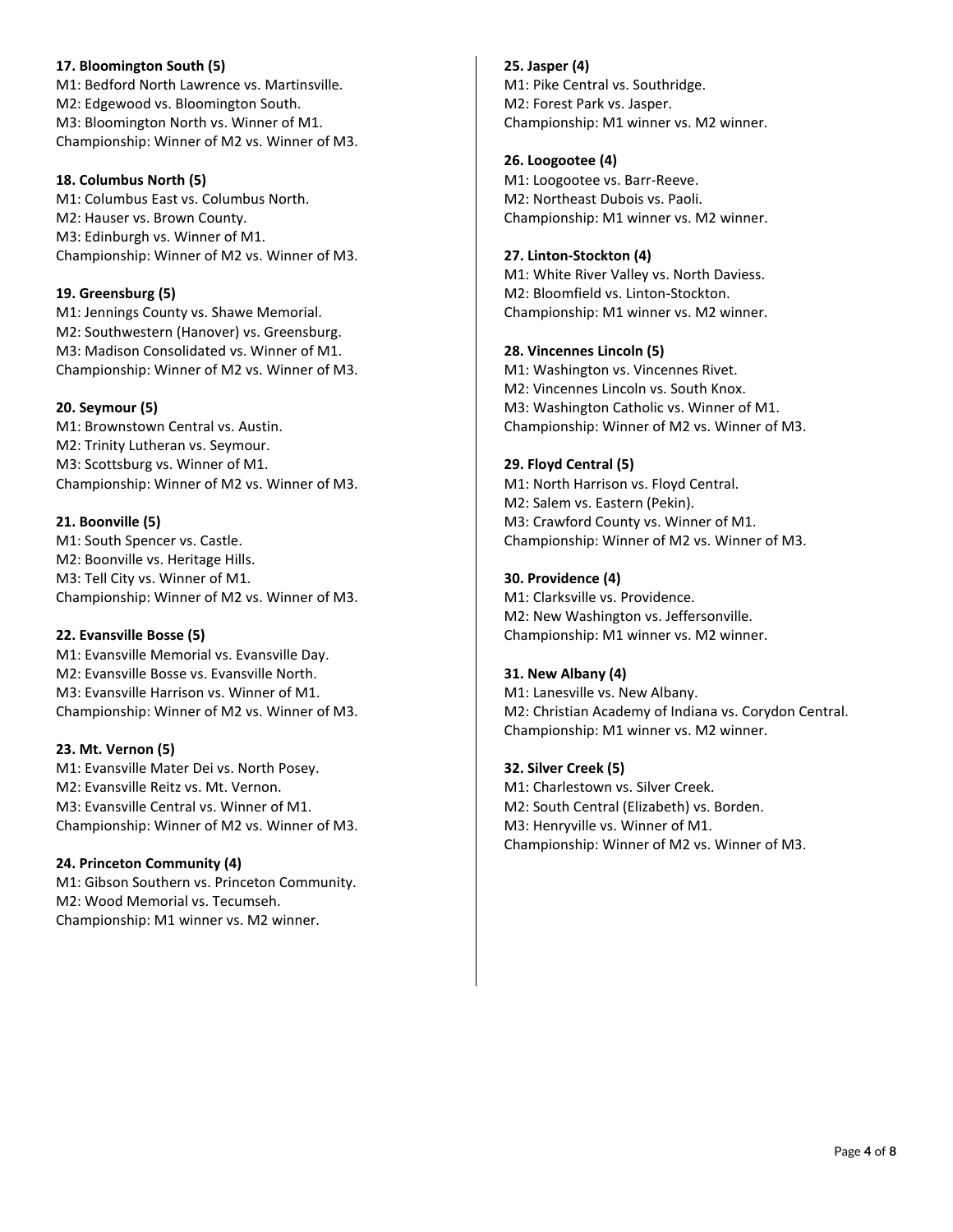**17. Bloomington South (5)**
M1: Bedford North Lawrence vs. Martinsville.
M2: Edgewood vs. Bloomington South.
M3: Bloomington North vs. Winner of M1.
Championship: Winner of M2 vs. Winner of M3.

**18. Columbus North (5)**
M1: Columbus East vs. Columbus North.
M2: Hauser vs. Brown County.
M3: Edinburgh vs. Winner of M1.
Championship: Winner of M2 vs. Winner of M3.

**19. Greensburg (5)**
M1: Jennings County vs. Shawe Memorial.
M2: Southwestern (Hanover) vs. Greensburg.
M3: Madison Consolidated vs. Winner of M1.
Championship: Winner of M2 vs. Winner of M3.

**20. Seymour (5)**
M1: Brownstown Central vs. Austin.
M2: Trinity Lutheran vs. Seymour.
M3: Scottsburg vs. Winner of M1.
Championship: Winner of M2 vs. Winner of M3.

**21. Boonville (5)**
M1: South Spencer vs. Castle.
M2: Boonville vs. Heritage Hills.
M3: Tell City vs. Winner of M1.
Championship: Winner of M2 vs. Winner of M3.

**22. Evansville Bosse (5)**
M1: Evansville Memorial vs. Evansville Day.
M2: Evansville Bosse vs. Evansville North.
M3: Evansville Harrison vs. Winner of M1.
Championship: Winner of M2 vs. Winner of M3.

**23. Mt. Vernon (5)**
M1: Evansville Mater Dei vs. North Posey.
M2: Evansville Reitz vs. Mt. Vernon.
M3: Evansville Central vs. Winner of M1.
Championship: Winner of M2 vs. Winner of M3.

**24. Princeton Community (4)**
M1: Gibson Southern vs. Princeton Community.
M2: Wood Memorial vs. Tecumseh.
Championship: M1 winner vs. M2 winner.

**25. Jasper (4)**
M1: Pike Central vs. Southridge.
M2: Forest Park vs. Jasper.
Championship: M1 winner vs. M2 winner.

**26. Loogootee (4)**
M1: Loogootee vs. Barr-Reeve.
M2: Northeast Dubois vs. Paoli.
Championship: M1 winner vs. M2 winner.

**27. Linton-Stockton (4)**
M1: White River Valley vs. North Daviess.
M2: Bloomfield vs. Linton-Stockton.
Championship: M1 winner vs. M2 winner.

**28. Vincennes Lincoln (5)**
M1: Washington vs. Vincennes Rivet.
M2: Vincennes Lincoln vs. South Knox.
M3: Washington Catholic vs. Winner of M1.
Championship: Winner of M2 vs. Winner of M3.

**29. Floyd Central (5)**
M1: North Harrison vs. Floyd Central.
M2: Salem vs. Eastern (Pekin).
M3: Crawford County vs. Winner of M1.
Championship: Winner of M2 vs. Winner of M3.

**30. Providence (4)**
M1: Clarksville vs. Providence.
M2: New Washington vs. Jeffersonville.
Championship: M1 winner vs. M2 winner.

**31. New Albany (4)**
M1: Lanesville vs. New Albany.
M2: Christian Academy of Indiana vs. Corydon Central.
Championship: M1 winner vs. M2 winner.

**32. Silver Creek (5)**
M1: Charlestown vs. Silver Creek.
M2: South Central (Elizabeth) vs. Borden.
M3: Henryville vs. Winner of M1.
Championship: Winner of M2 vs. Winner of M3.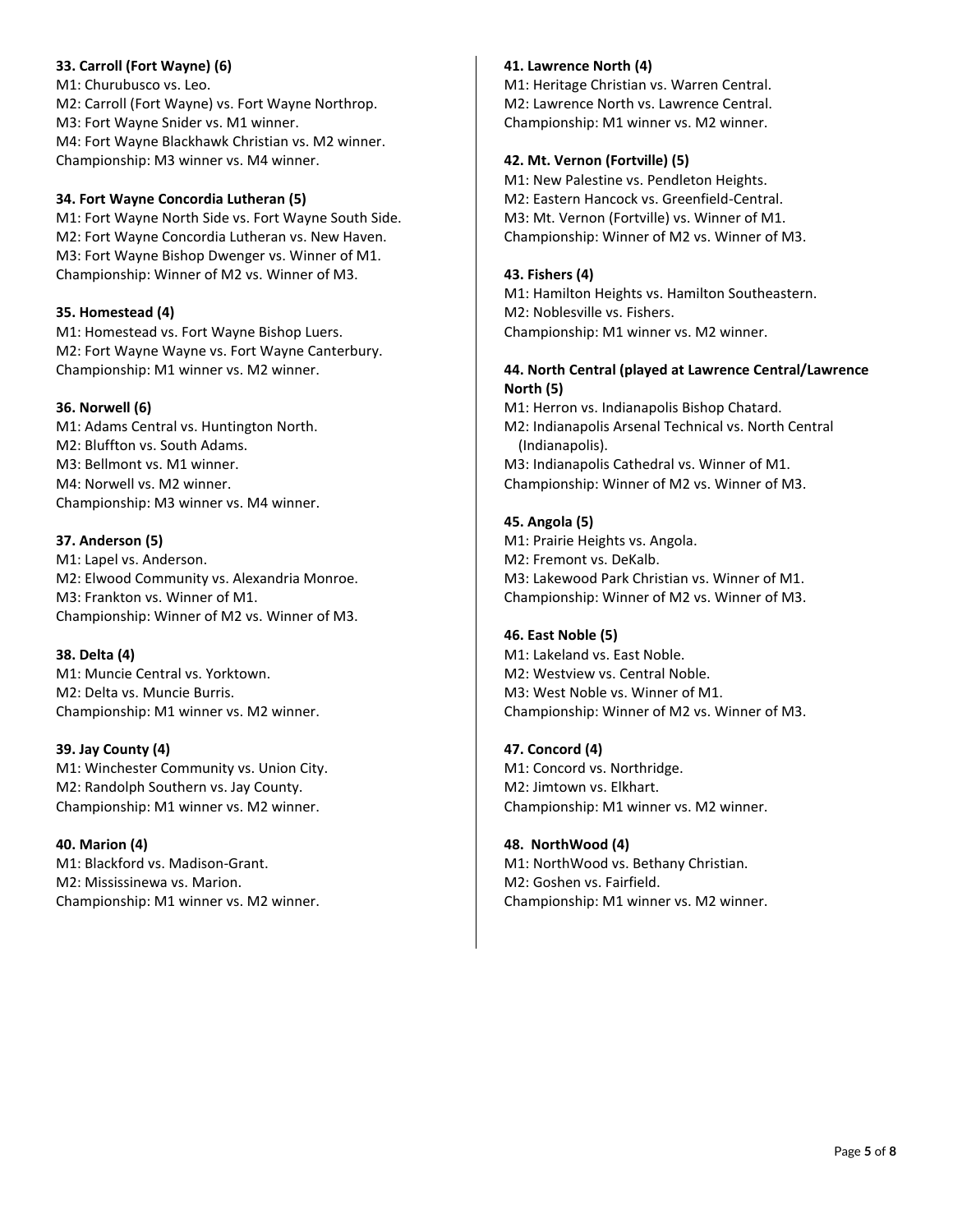**33. Carroll (Fort Wayne) (6)**
M1: Churubusco vs. Leo.
M2: Carroll (Fort Wayne) vs. Fort Wayne Northrop.
M3: Fort Wayne Snider vs. M1 winner.
M4: Fort Wayne Blackhawk Christian vs. M2 winner.
Championship: M3 winner vs. M4 winner.

**34. Fort Wayne Concordia Lutheran (5)**
M1: Fort Wayne North Side vs. Fort Wayne South Side.
M2: Fort Wayne Concordia Lutheran vs. New Haven.
M3: Fort Wayne Bishop Dwenger vs. Winner of M1.
Championship: Winner of M2 vs. Winner of M3.

**35. Homestead (4)**
M1: Homestead vs. Fort Wayne Bishop Luers.
M2: Fort Wayne Wayne vs. Fort Wayne Canterbury.
Championship: M1 winner vs. M2 winner.

**36. Norwell (6)**
M1: Adams Central vs. Huntington North.
M2: Bluffton vs. South Adams.
M3: Bellmont vs. M1 winner.
M4: Norwell vs. M2 winner.
Championship: M3 winner vs. M4 winner.

**37. Anderson (5)**
M1: Lapel vs. Anderson.
M2: Elwood Community vs. Alexandria Monroe.
M3: Frankton vs. Winner of M1.
Championship: Winner of M2 vs. Winner of M3.

**38. Delta (4)**
M1: Muncie Central vs. Yorktown.
M2: Delta vs. Muncie Burris.
Championship: M1 winner vs. M2 winner.

**39. Jay County (4)**
M1: Winchester Community vs. Union City.
M2: Randolph Southern vs. Jay County.
Championship: M1 winner vs. M2 winner.

**40. Marion (4)**
M1: Blackford vs. Madison-Grant.
M2: Mississinewa vs. Marion.
Championship: M1 winner vs. M2 winner.

**41. Lawrence North (4)**
M1: Heritage Christian vs. Warren Central.
M2: Lawrence North vs. Lawrence Central.
Championship: M1 winner vs. M2 winner.

**42. Mt. Vernon (Fortville) (5)**
M1: New Palestine vs. Pendleton Heights.
M2: Eastern Hancock vs. Greenfield-Central.
M3: Mt. Vernon (Fortville) vs. Winner of M1.
Championship: Winner of M2 vs. Winner of M3.

**43. Fishers (4)**
M1: Hamilton Heights vs. Hamilton Southeastern.
M2: Noblesville vs. Fishers.
Championship: M1 winner vs. M2 winner.

**44. North Central (played at Lawrence Central/Lawrence North (5)**
M1: Herron vs. Indianapolis Bishop Chatard.
M2: Indianapolis Arsenal Technical vs. North Central (Indianapolis).
M3: Indianapolis Cathedral vs. Winner of M1.
Championship: Winner of M2 vs. Winner of M3.

**45. Angola (5)**
M1: Prairie Heights vs. Angola.
M2: Fremont vs. DeKalb.
M3: Lakewood Park Christian vs. Winner of M1.
Championship: Winner of M2 vs. Winner of M3.

**46. East Noble (5)**
M1: Lakeland vs. East Noble.
M2: Westview vs. Central Noble.
M3: West Noble vs. Winner of M1.
Championship: Winner of M2 vs. Winner of M3.

**47. Concord (4)**
M1: Concord vs. Northridge.
M2: Jimtown vs. Elkhart.
Championship: M1 winner vs. M2 winner.

**48. NorthWood (4)**
M1: NorthWood vs. Bethany Christian.
M2: Goshen vs. Fairfield.
Championship: M1 winner vs. M2 winner.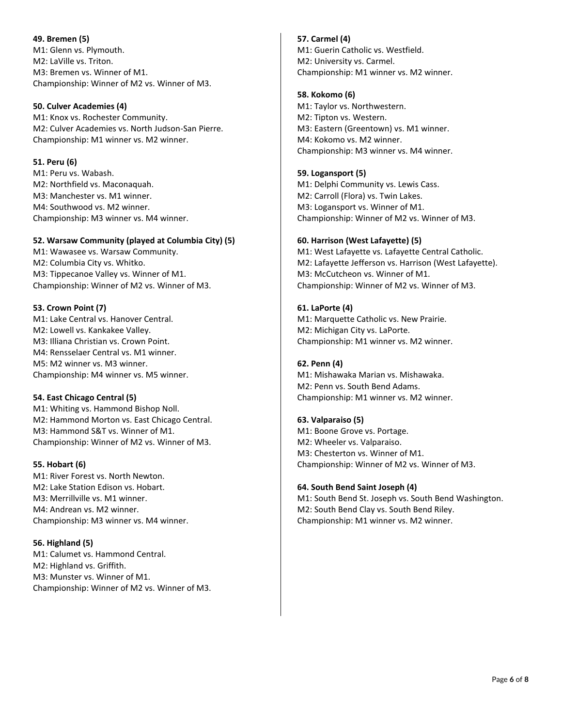**49. Bremen (5)**
M1: Glenn vs. Plymouth.
M2: LaVille vs. Triton.
M3: Bremen vs. Winner of M1.
Championship: Winner of M2 vs. Winner of M3.

**50. Culver Academies (4)**
M1: Knox vs. Rochester Community.
M2: Culver Academies vs. North Judson-San Pierre.
Championship: M1 winner vs. M2 winner.

**51. Peru (6)**
M1: Peru vs. Wabash.
M2: Northfield vs. Maconaquah.
M3: Manchester vs. M1 winner.
M4: Southwood vs. M2 winner.
Championship: M3 winner vs. M4 winner.

**52. Warsaw Community (played at Columbia City) (5)**
M1: Wawasee vs. Warsaw Community.
M2: Columbia City vs. Whitko.
M3: Tippecanoe Valley vs. Winner of M1.
Championship: Winner of M2 vs. Winner of M3.

**53. Crown Point (7)**
M1: Lake Central vs. Hanover Central.
M2: Lowell vs. Kankakee Valley.
M3: Illiana Christian vs. Crown Point.
M4: Rensselaer Central vs. M1 winner.
M5: M2 winner vs. M3 winner.
Championship: M4 winner vs. M5 winner.

**54. East Chicago Central (5)**
M1: Whiting vs. Hammond Bishop Noll.
M2: Hammond Morton vs. East Chicago Central.
M3: Hammond S&T vs. Winner of M1.
Championship: Winner of M2 vs. Winner of M3.

**55. Hobart (6)**
M1: River Forest vs. North Newton.
M2: Lake Station Edison vs. Hobart.
M3: Merrillville vs. M1 winner.
M4: Andrean vs. M2 winner.
Championship: M3 winner vs. M4 winner.

**56. Highland (5)**
M1: Calumet vs. Hammond Central.
M2: Highland vs. Griffith.
M3: Munster vs. Winner of M1.
Championship: Winner of M2 vs. Winner of M3.

**57. Carmel (4)**
M1: Guerin Catholic vs. Westfield.
M2: University vs. Carmel.
Championship: M1 winner vs. M2 winner.

**58. Kokomo (6)**
M1: Taylor vs. Northwestern.
M2: Tipton vs. Western.
M3: Eastern (Greentown) vs. M1 winner.
M4: Kokomo vs. M2 winner.
Championship: M3 winner vs. M4 winner.

**59. Logansport (5)**
M1: Delphi Community vs. Lewis Cass.
M2: Carroll (Flora) vs. Twin Lakes.
M3: Logansport vs. Winner of M1.
Championship: Winner of M2 vs. Winner of M3.

**60. Harrison (West Lafayette) (5)**
M1: West Lafayette vs. Lafayette Central Catholic.
M2: Lafayette Jefferson vs. Harrison (West Lafayette).
M3: McCutcheon vs. Winner of M1.
Championship: Winner of M2 vs. Winner of M3.

**61. LaPorte (4)**
M1: Marquette Catholic vs. New Prairie.
M2: Michigan City vs. LaPorte.
Championship: M1 winner vs. M2 winner.

**62. Penn (4)**
M1: Mishawaka Marian vs. Mishawaka.
M2: Penn vs. South Bend Adams.
Championship: M1 winner vs. M2 winner.

**63. Valparaiso (5)**
M1: Boone Grove vs. Portage.
M2: Wheeler vs. Valparaiso.
M3: Chesterton vs. Winner of M1.
Championship: Winner of M2 vs. Winner of M3.

**64. South Bend Saint Joseph (4)**
M1: South Bend St. Joseph vs. South Bend Washington.
M2: South Bend Clay vs. South Bend Riley.
Championship: M1 winner vs. M2 winner.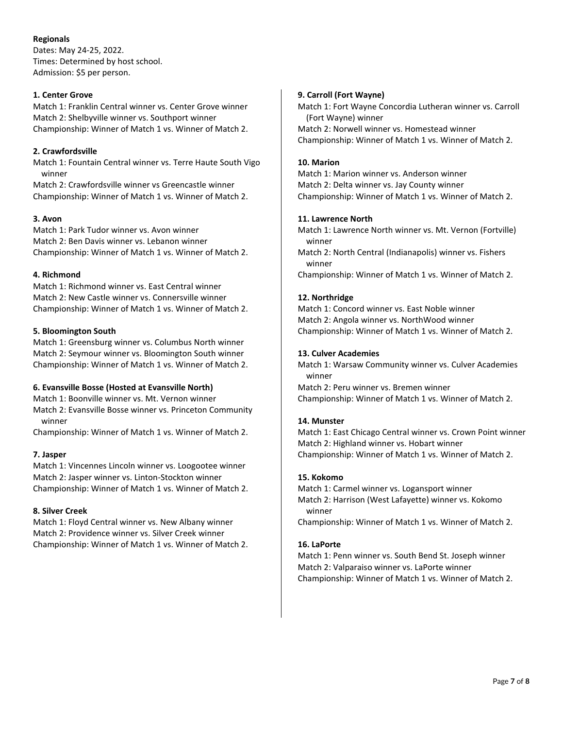**Regionals**
Dates: May 24-25, 2022.
Times: Determined by host school.
Admission: $5 per person.

**1. Center Grove**
Match 1: Franklin Central winner vs. Center Grove winner
Match 2: Shelbyville winner vs. Southport winner
Championship: Winner of Match 1 vs. Winner of Match 2.

**2. Crawfordsville**
Match 1: Fountain Central winner vs. Terre Haute South Vigo winner
Match 2: Crawfordsville winner vs Greencastle winner
Championship: Winner of Match 1 vs. Winner of Match 2.

**3. Avon**
Match 1: Park Tudor winner vs. Avon winner
Match 2: Ben Davis winner vs. Lebanon winner
Championship: Winner of Match 1 vs. Winner of Match 2.

**4. Richmond**
Match 1: Richmond winner vs. East Central winner
Match 2: New Castle winner vs. Connersville winner
Championship: Winner of Match 1 vs. Winner of Match 2.

**5. Bloomington South**
Match 1: Greensburg winner vs. Columbus North winner
Match 2: Seymour winner vs. Bloomington South winner
Championship: Winner of Match 1 vs. Winner of Match 2.

**6. Evansville Bosse (Hosted at Evansville North)**
Match 1: Boonville winner vs. Mt. Vernon winner
Match 2: Evansville Bosse winner vs. Princeton Community winner
Championship: Winner of Match 1 vs. Winner of Match 2.

**7. Jasper**
Match 1: Vincennes Lincoln winner vs. Loogootee winner
Match 2: Jasper winner vs. Linton-Stockton winner
Championship: Winner of Match 1 vs. Winner of Match 2.

**8. Silver Creek**
Match 1: Floyd Central winner vs. New Albany winner
Match 2: Providence winner vs. Silver Creek winner
Championship: Winner of Match 1 vs. Winner of Match 2.

**9. Carroll (Fort Wayne)**
Match 1: Fort Wayne Concordia Lutheran winner vs. Carroll (Fort Wayne) winner
Match 2: Norwell winner vs. Homestead winner
Championship: Winner of Match 1 vs. Winner of Match 2.

**10. Marion**
Match 1: Marion winner vs. Anderson winner
Match 2: Delta winner vs. Jay County winner
Championship: Winner of Match 1 vs. Winner of Match 2.

**11. Lawrence North**
Match 1: Lawrence North winner vs. Mt. Vernon (Fortville) winner
Match 2: North Central (Indianapolis) winner vs. Fishers winner
Championship: Winner of Match 1 vs. Winner of Match 2.

**12. Northridge**
Match 1: Concord winner vs. East Noble winner
Match 2: Angola winner vs. NorthWood winner
Championship: Winner of Match 1 vs. Winner of Match 2.

**13. Culver Academies**
Match 1: Warsaw Community winner vs. Culver Academies winner
Match 2: Peru winner vs. Bremen winner
Championship: Winner of Match 1 vs. Winner of Match 2.

**14. Munster**
Match 1: East Chicago Central winner vs. Crown Point winner
Match 2: Highland winner vs. Hobart winner
Championship: Winner of Match 1 vs. Winner of Match 2.

**15. Kokomo**
Match 1: Carmel winner vs. Logansport winner
Match 2: Harrison (West Lafayette) winner vs. Kokomo winner
Championship: Winner of Match 1 vs. Winner of Match 2.

**16. LaPorte**
Match 1: Penn winner vs. South Bend St. Joseph winner
Match 2: Valparaiso winner vs. LaPorte winner
Championship: Winner of Match 1 vs. Winner of Match 2.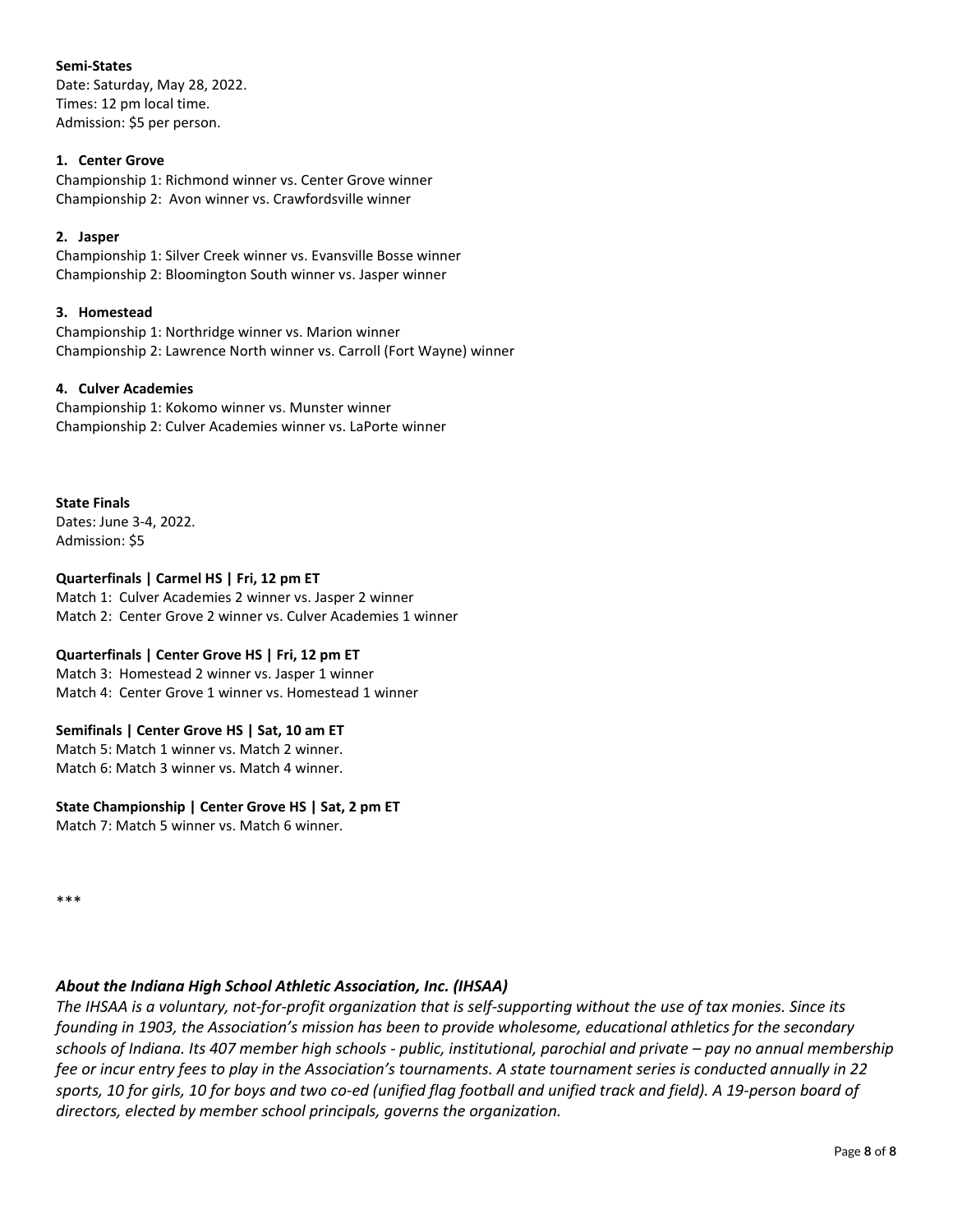**Semi-States**
Date: Saturday, May 28, 2022.
Times: 12 pm local time.
Admission: $5 per person.

1. **Center Grove**

Championship 1: Richmond winner vs. Center Grove winner
Championship 2: Avon winner vs. Crawfordsville winner

2. **Jasper**

Championship 1: Silver Creek winner vs. Evansville Bosse winner
Championship 2: Bloomington South winner vs. Jasper winner

3. **Homestead**

Championship 1: Northridge winner vs. Marion winner
Championship 2: Lawrence North winner vs. Carroll (Fort Wayne) winner

4. **Culver Academies**

Championship 1: Kokomo winner vs. Munster winner
Championship 2: Culver Academies winner vs. LaPorte winner

**State Finals**
Dates: June 3-4, 2022.
Admission: $5

**Quarterfinals | Carmel HS | Fri, 12 pm ET**
Match 1: Culver Academies 2 winner vs. Jasper 2 winner
Match 2: Center Grove 2 winner vs. Culver Academies 1 winner

**Quarterfinals | Center Grove HS | Fri, 12 pm ET**
Match 3: Homestead 2 winner vs. Jasper 1 winner
Match 4: Center Grove 1 winner vs. Homestead 1 winner

**Semifinals | Center Grove HS | Sat, 10 am ET**
Match 5: Match 1 winner vs. Match 2 winner.
Match 6: Match 3 winner vs. Match 4 winner.

**State Championship | Center Grove HS | Sat, 2 pm ET**
Match 7: Match 5 winner vs. Match 6 winner.

***

***About the Indiana High School Athletic Association, Inc. (IHSAA)***

*The IHSAA is a voluntary, not-for-profit organization that is self-supporting without the use of tax monies. Since its founding in 1903, the Association's mission has been to provide wholesome, educational athletics for the secondary schools of Indiana. Its 407 member high schools - public, institutional, parochial and private – pay no annual membership fee or incur entry fees to play in the Association's tournaments. A state tournament series is conducted annually in 22 sports, 10 for girls, 10 for boys and two co-ed (unified flag football and unified track and field). A 19-person board of directors, elected by member school principals, governs the organization.*